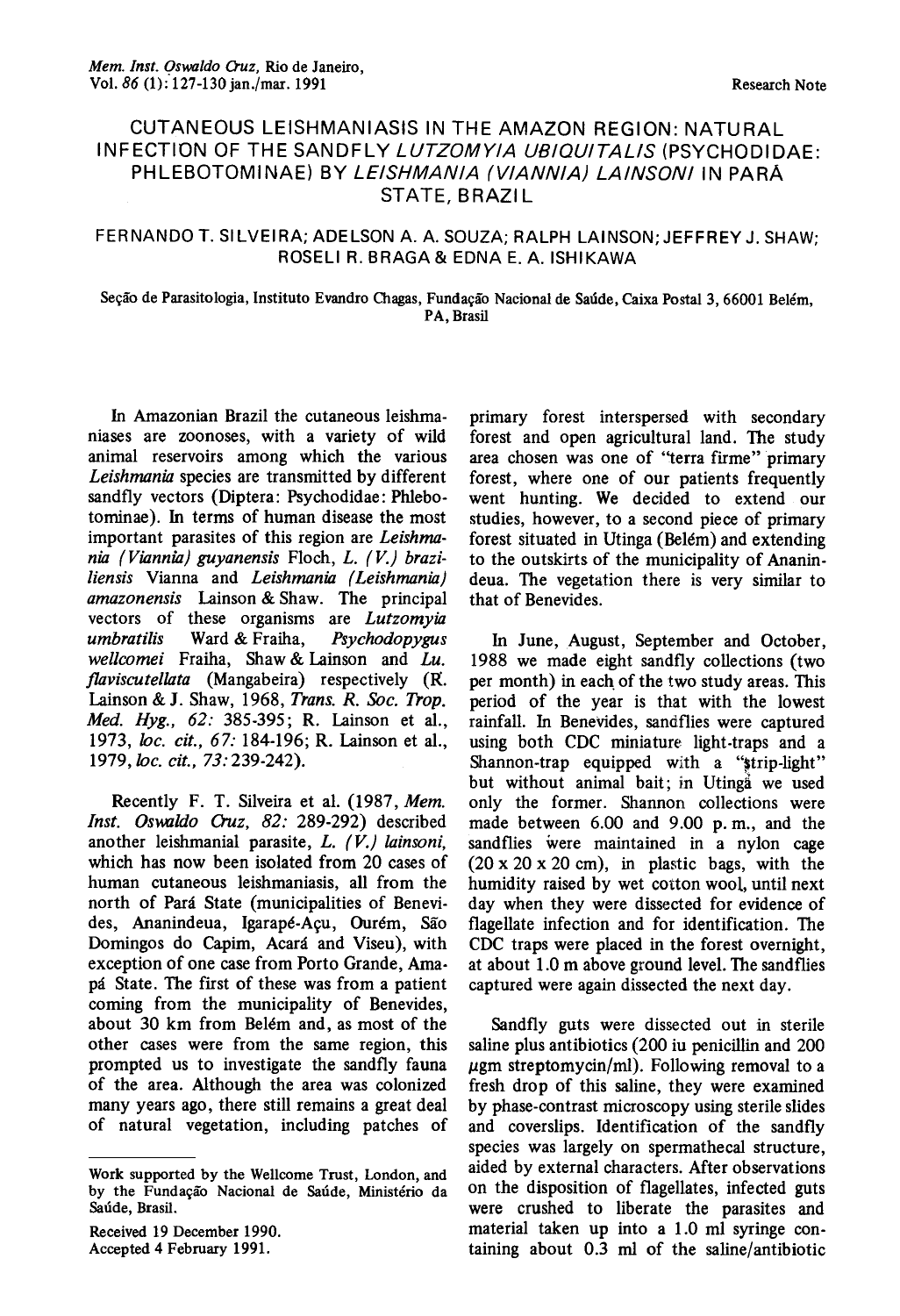Research Note

# CUTANEOUS LEISHMANIASIS IN THE AMAZON REGION: NATURAL INFECTION OF THE SANDFLY *LUTZOMYIA UBIQUITALIS* (PSYCHODIDAE: PHLEBOTOMINAE) BY *LEISHMANIA (VIANNIA) LAINSONI* IN PARÁ STATE, BRAZIL

FERNANDO T. SILVEIRA; ADELSON A. A. SOUZA; RALPH LAINSON; JEFFREY J. SHAW; ROSELI R. BRAGA & EDNA E. A. ISHIKAWA

Seção de Parasitologia, Instituto Evandro Chagas, Fundação Nacional de Saúde, Caixa Postal 3, 66001 Belém, PA, Brasil

In Amazonian Brazil the cutaneous leishmaniases are zoonoses, with a variety of wild animal reservoirs among which the various *Leishmania* species are transmitted by different sandfly vectors (Diptera: Psychodidae: Phlebotominae). In terms of human disease the most important parasites of this region are *Leishmania (Viannia) guyanensis* Floch, *L. (V.) braziliensis* Vianna and *Leishmania (Leishmania) amazonensis* Lainson & Shaw. The principal vectors of these organisms are *Lutzomyia umbratilis* Ward & Fraiha, *Psychodopygus wellcomei* Fraiha, Shaw & Lainson and *Lu. flaviscutellata* (Mangabeira) respectively (R. Lainson & J. Shaw, 1968, *Trans. R. Soc. Trop. Med. Hyg., 62:* 385-395; R. Lainson et al., 1973, *loc. cit., 67:* 184-196; R. Lainson et al., 1979, *loc. cit., 73:* 239-242).

Recently F. T. Silveira et al. (1987, *Mem. Inst. Oswaldo Cruz, 82:* 289-292) described another leishmanial parasite, *L. (V.) lainsoni*, which has now been isolated from 20 cases of human cutaneous leishmaniasis, all from the north of Pará State (municipalities of Benevides, Ananindeua, Igarapé-Açu, Ourém, São Domingos do Capim, Acará and Viseu), with exception of one case from Porto Grande, Amapá State. The first of these was from a patient coming from the municipality of Benevides, about 30 km from Belém and, as most of the other cases were from the same region, this prompted us to investigate the sandfly fauna of the area. Although the area was colonized many years ago, there still remains a great deal of natural vegetation, including patches of primary forest interspersed with secondary forest and open agricultural land. The study area chosen was one of "terra firme" primary forest, where one of our patients frequently went hunting. We decided to extend our studies, however, to a second piece of primary forest situated in Utinga (Belém) and extending to the outskirts of the municipality of Ananindeua. The vegetation there is very similar to that of Benevides.

In June, August, September and October, 1988 we made eight sandfly collections (two per month) in each of the two study areas. This period of the year is that with the lowest rainfall. In Benevides, sandflies were captured using both CDC miniature light-traps and a Shannon-trap equipped with a "strip-light" but without animal bait; in Utinga we used only the former. Shannon collections were made between 6.00 and 9.00 p. m., and the sandflies were maintained in a nylon cage (20 x 20 x 20 cm), in plastic bags, with the humidity raised by wet cotton wool, until next day when they were dissected for evidence of flagellate infection and for identification. The CDC traps were placed in the forest overnight, at about 1.0 m above ground level. The sandflies captured were again dissected the next day.

Sandfly guts were dissected out in sterile saline plus antibiotics (200 iu penicillin and 200 μgm streptomycin/ml). Following removal to a fresh drop of this saline, they were examined by phase-contrast microscopy using sterile slides and coverslips. Identification of the sandfly species was largely on spermathecal structure, aided by external characters. After observations on the disposition of flagellates, infected guts were crushed to liberate the parasites and material taken up into a 1.0 ml syringe containing about 0.3 ml of the saline/antibiotic

---

Work supported by the Wellcome Trust, London, and by the Fundação Nacional de Saúde, Ministério da Saúde, Brasil.

Received 19 December 1990.
Accepted 4 February 1991.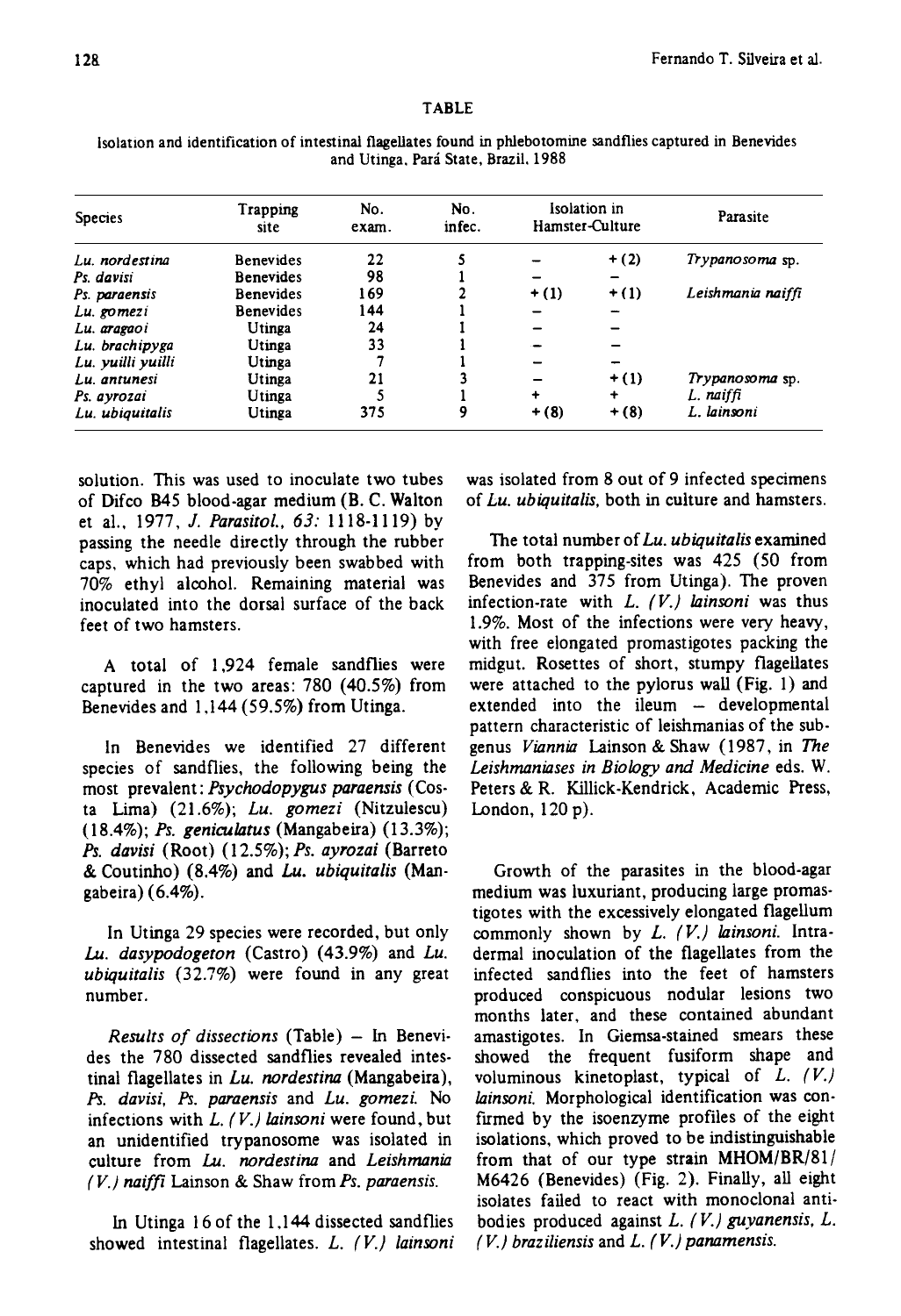TABLE

Isolation and identification of intestinal flagellates found in phlebotomine sandflies captured in Benevides and Utinga, Pará State, Brazil, 1988

| Species | Trapping site | No. exam. | No. infec. | Isolation in Hamster-Culture | | Parasite |
|---|---|---|---|---|---|---|
| *Lu. nordestina* | Benevides | 22 | 5 | – | + (2) | *Trypanosoma* sp. |
| *Ps. davisi* | Benevides | 98 | 1 | – | – | |
| *Ps. paraensis* | Benevides | 169 | 2 | + (1) | + (1) | *Leishmania naiffi* |
| *Lu. gomezi* | Benevides | 144 | 1 | – | – | |
| *Lu. aragaoi* | Utinga | 24 | 1 | – | – | |
| *Lu. brachipyga* | Utinga | 33 | 1 | – | – | |
| *Lu. yuilli yuilli* | Utinga | 7 | 1 | – | – | |
| *Lu. antunesi* | Utinga | 21 | 3 | – | + (1) | *Trypanosoma* sp. |
| *Ps. ayrozai* | Utinga | 5 | 1 | + | + | *L. naiffi* |
| *Lu. ubiquitalis* | Utinga | 375 | 9 | + (8) | + (8) | *L. lainsoni* |

solution. This was used to inoculate two tubes of Difco B45 blood-agar medium (B. C. Walton et al., 1977, *J. Parasitol., 63:* 1118-1119) by passing the needle directly through the rubber caps, which had previously been swabbed with 70% ethyl alcohol. Remaining material was inoculated into the dorsal surface of the back feet of two hamsters.

A total of 1,924 female sandflies were captured in the two areas: 780 (40.5%) from Benevides and 1,144 (59.5%) from Utinga.

In Benevides we identified 27 different species of sandflies, the following being the most prevalent: *Psychodopygus paraensis* (Costa Lima) (21.6%); *Lu. gomezi* (Nitzulescu) (18.4%); *Ps. geniculatus* (Mangabeira) (13.3%); *Ps. davisi* (Root) (12.5%); *Ps. ayrozai* (Barreto & Coutinho) (8.4%) and *Lu. ubiquitalis* (Mangabeira) (6.4%).

In Utinga 29 species were recorded, but only *Lu. dasypodogeton* (Castro) (43.9%) and *Lu. ubiquitalis* (32.7%) were found in any great number.

*Results of dissections* (Table) – In Benevides the 780 dissected sandflies revealed intestinal flagellates in *Lu. nordestina* (Mangabeira), *Ps. davisi*, *Ps. paraensis* and *Lu. gomezi*. No infections with *L. (V.) lainsoni* were found, but an unidentified trypanosome was isolated in culture from *Lu. nordestina* and *Leishmania (V.) naiffi* Lainson & Shaw from *Ps. paraensis*.

In Utinga 16 of the 1,144 dissected sandflies showed intestinal flagellates. *L. (V.) lainsoni* was isolated from 8 out of 9 infected specimens of *Lu. ubiquitalis*, both in culture and hamsters.

The total number of *Lu. ubiquitalis* examined from both trapping-sites was 425 (50 from Benevides and 375 from Utinga). The proven infection-rate with *L. (V.) lainsoni* was thus 1.9%. Most of the infections were very heavy, with free elongated promastigotes packing the midgut. Rosettes of short, stumpy flagellates were attached to the pylorus wall (Fig. 1) and extended into the ileum – developmental pattern characteristic of leishmanias of the subgenus *Viannia* Lainson & Shaw (1987, in *The Leishmaniases in Biology and Medicine* eds. W. Peters & R. Killick-Kendrick, Academic Press, London, 120 p).

Growth of the parasites in the blood-agar medium was luxuriant, producing large promastigotes with the excessively elongated flagellum commonly shown by *L. (V.) lainsoni*. Intradermal inoculation of the flagellates from the infected sandflies into the feet of hamsters produced conspicuous nodular lesions two months later, and these contained abundant amastigotes. In Giemsa-stained smears these showed the frequent fusiform shape and voluminous kinetoplast, typical of *L. (V.) lainsoni*. Morphological identification was confirmed by the isoenzyme profiles of the eight isolations, which proved to be indistinguishable from that of our type strain MHOM/BR/81/M6426 (Benevides) (Fig. 2). Finally, all eight isolates failed to react with monoclonal antibodies produced against *L. (V.) guyanensis*, *L. (V.) braziliensis* and *L. (V.) panamensis*.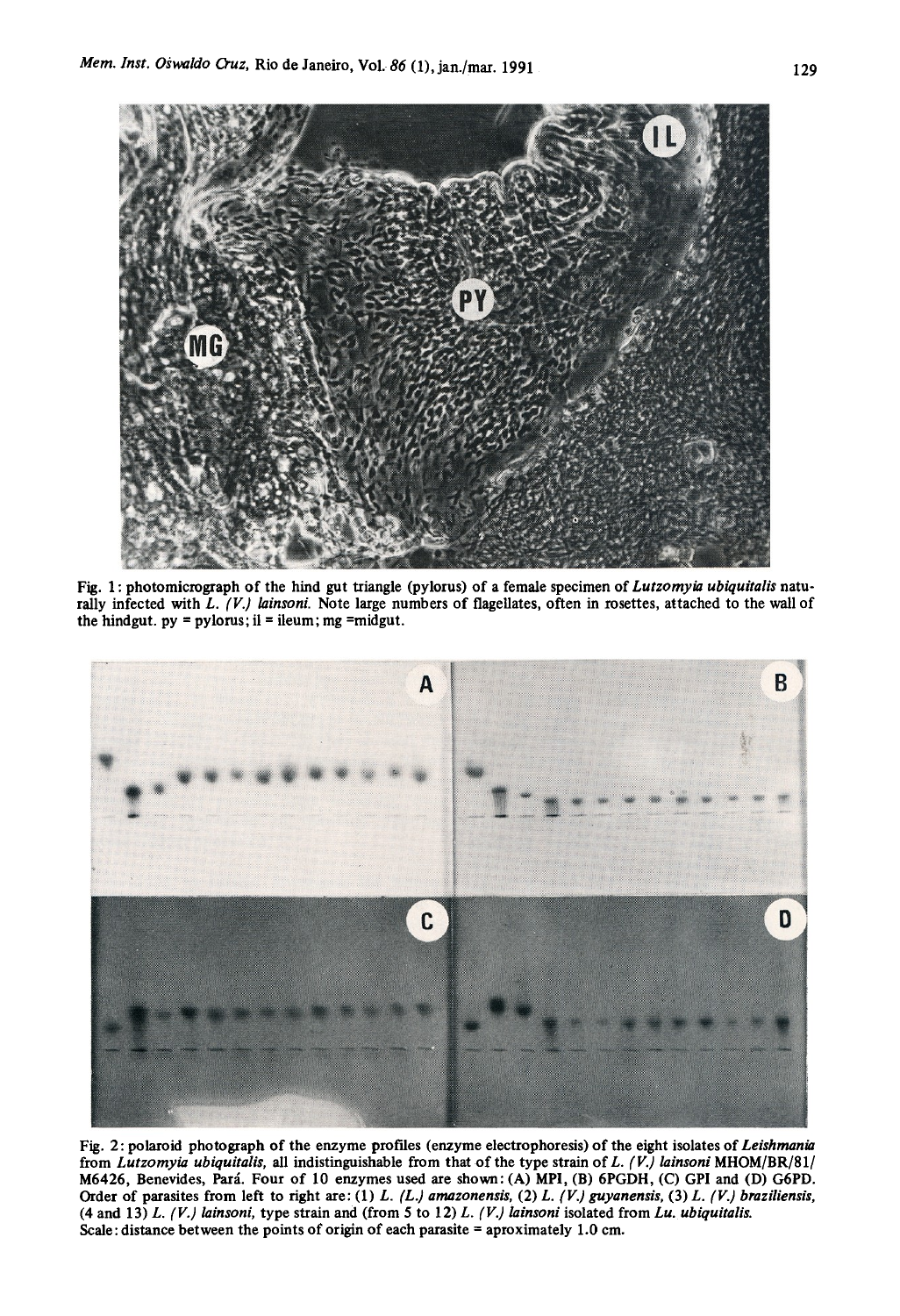Fig. 1: photomicrograph of the hind gut triangle (pylorus) of a female specimen of *Lutzomyia ubiquitalis* naturally infected with *L. (V.) lainsoni*. Note large numbers of flagellates, often in rosettes, attached to the wall of the hindgut. py = pylorus; il = ileum; mg =midgut.

Fig. 2: polaroid photograph of the enzyme profiles (enzyme electrophoresis) of the eight isolates of *Leishmania* from *Lutzomyia ubiquitalis*, all indistinguishable from that of the type strain of *L. (V.) lainsoni* MHOM/BR/81/M6426, Benevides, Pará. Four of 10 enzymes used are shown: (A) MPI, (B) 6PGDH, (C) GPI and (D) G6PD. Order of parasites from left to right are: (1) *L. (L.) amazonensis*, (2) *L. (V.) guyanensis*, (3) *L. (V.) braziliensis*, (4 and 13) *L. (V.) lainsoni*, type strain and (from 5 to 12) *L. (V.) lainsoni* isolated from *Lu. ubiquitalis*.
Scale: distance between the points of origin of each parasite = aproximately 1.0 cm.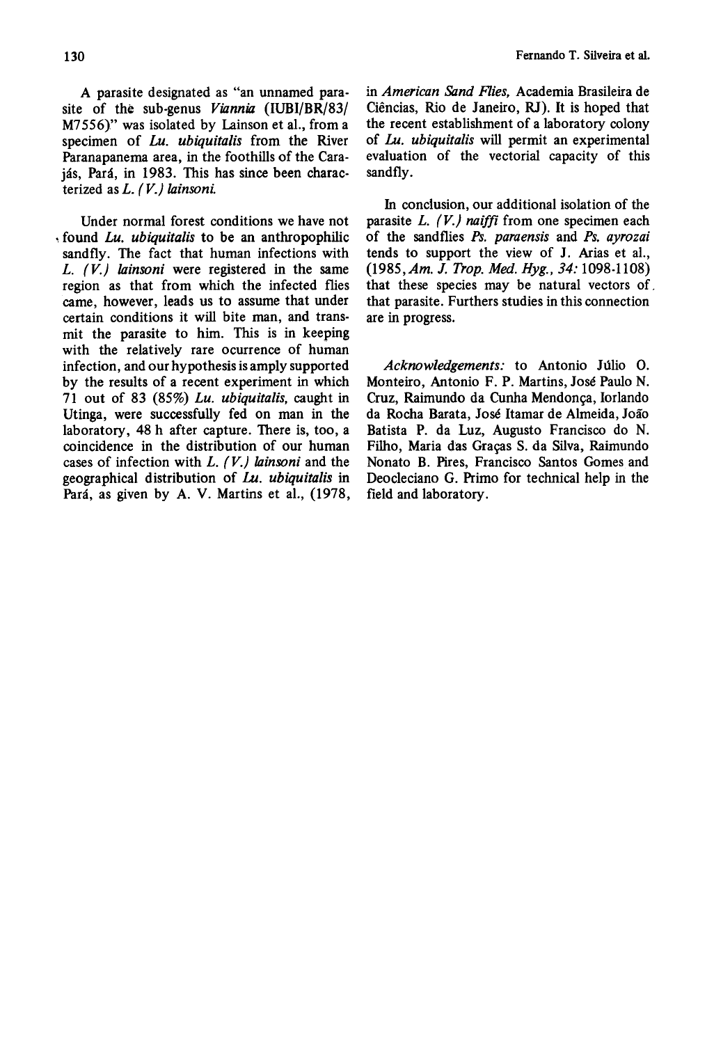A parasite designated as "an unnamed parasite of the sub-genus *Viannia* (IUBI/BR/83/M7556)" was isolated by Lainson et al., from a specimen of *Lu. ubiquitalis* from the River Paranapanema area, in the foothills of the Carajás, Pará, in 1983. This has since been characterized as *L. (V.) lainsoni.*

Under normal forest conditions we have not found *Lu. ubiquitalis* to be an anthropophilic sandfly. The fact that human infections with *L. (V.) lainsoni* were registered in the same region as that from which the infected flies came, however, leads us to assume that under certain conditions it will bite man, and transmit the parasite to him. This is in keeping with the relatively rare ocurrence of human infection, and our hypothesis is amply supported by the results of a recent experiment in which 71 out of 83 (85%) *Lu. ubiquitalis*, caught in Utinga, were successfully fed on man in the laboratory, 48 h after capture. There is, too, a coincidence in the distribution of our human cases of infection with *L. (V.) lainsoni* and the geographical distribution of *Lu. ubiquitalis* in Pará, as given by A. V. Martins et al., (1978, in *American Sand Flies,* Academia Brasileira de Ciências, Rio de Janeiro, RJ). It is hoped that the recent establishment of a laboratory colony of *Lu. ubiquitalis* will permit an experimental evaluation of the vectorial capacity of this sandfly.

In conclusion, our additional isolation of the parasite *L. (V.) naiffi* from one specimen each of the sandflies *Ps. paraensis* and *Ps. ayrozai* tends to support the view of J. Arias et al., (1985, *Am. J. Trop. Med. Hyg., 34:* 1098-1108) that these species may be natural vectors of that parasite. Furthers studies in this connection are in progress.

*Acknowledgements:* to Antonio Júlio O. Monteiro, Antonio F. P. Martins, José Paulo N. Cruz, Raimundo da Cunha Mendonça, Iorlando da Rocha Barata, José Itamar de Almeida, João Batista P. da Luz, Augusto Francisco do N. Filho, Maria das Graças S. da Silva, Raimundo Nonato B. Pires, Francisco Santos Gomes and Deocleciano G. Primo for technical help in the field and laboratory.